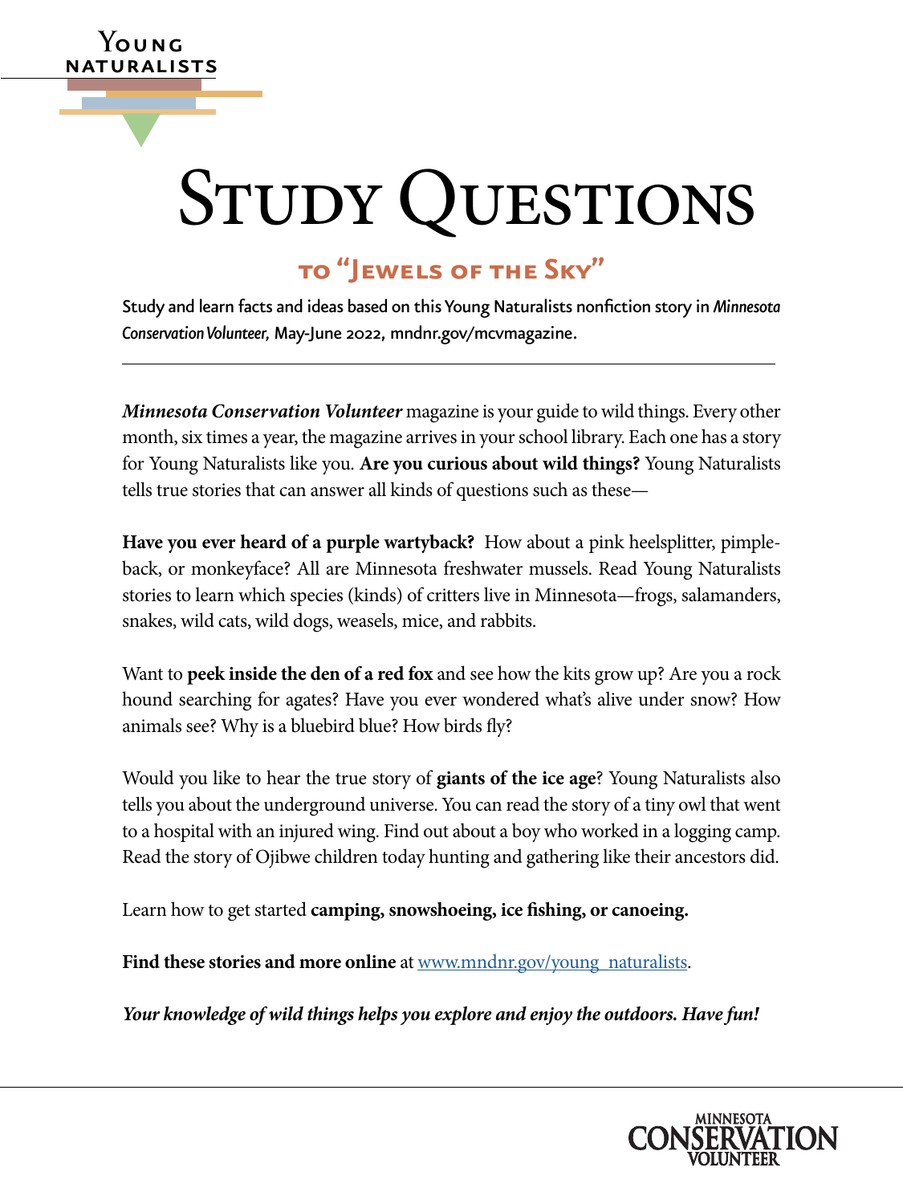Young Naturalists

# Study Questions

## to "Jewels of the Sky"

Study and learn facts and ideas based on this Young Naturalists nonfiction story in *Minnesota Conservation Volunteer,* May-June 2022, mndnr.gov/mcvmagazine.

---

***Minnesota Conservation Volunteer*** magazine is your guide to wild things. Every other month, six times a year, the magazine arrives in your school library. Each one has a story for Young Naturalists like you. **Are you curious about wild things?** Young Naturalists tells true stories that can answer all kinds of questions such as these—

**Have you ever heard of a purple wartyback?** How about a pink heelsplitter, pimpleback, or monkeyface? All are Minnesota freshwater mussels. Read Young Naturalists stories to learn which species (kinds) of critters live in Minnesota—frogs, salamanders, snakes, wild cats, wild dogs, weasels, mice, and rabbits.

Want to **peek inside the den of a red fox** and see how the kits grow up? Are you a rock hound searching for agates? Have you ever wondered what's alive under snow? How animals see? Why is a bluebird blue? How birds fly?

Would you like to hear the true story of **giants of the ice age**? Young Naturalists also tells you about the underground universe. You can read the story of a tiny owl that went to a hospital with an injured wing. Find out about a boy who worked in a logging camp. Read the story of Ojibwe children today hunting and gathering like their ancestors did.

Learn how to get started **camping, snowshoeing, ice fishing, or canoeing.**

**Find these stories and more online** at [www.mndnr.gov/young_naturalists](www.mndnr.gov/young_naturalists).

***Your knowledge of wild things helps you explore and enjoy the outdoors. Have fun!***

Minnesota Conservation Volunteer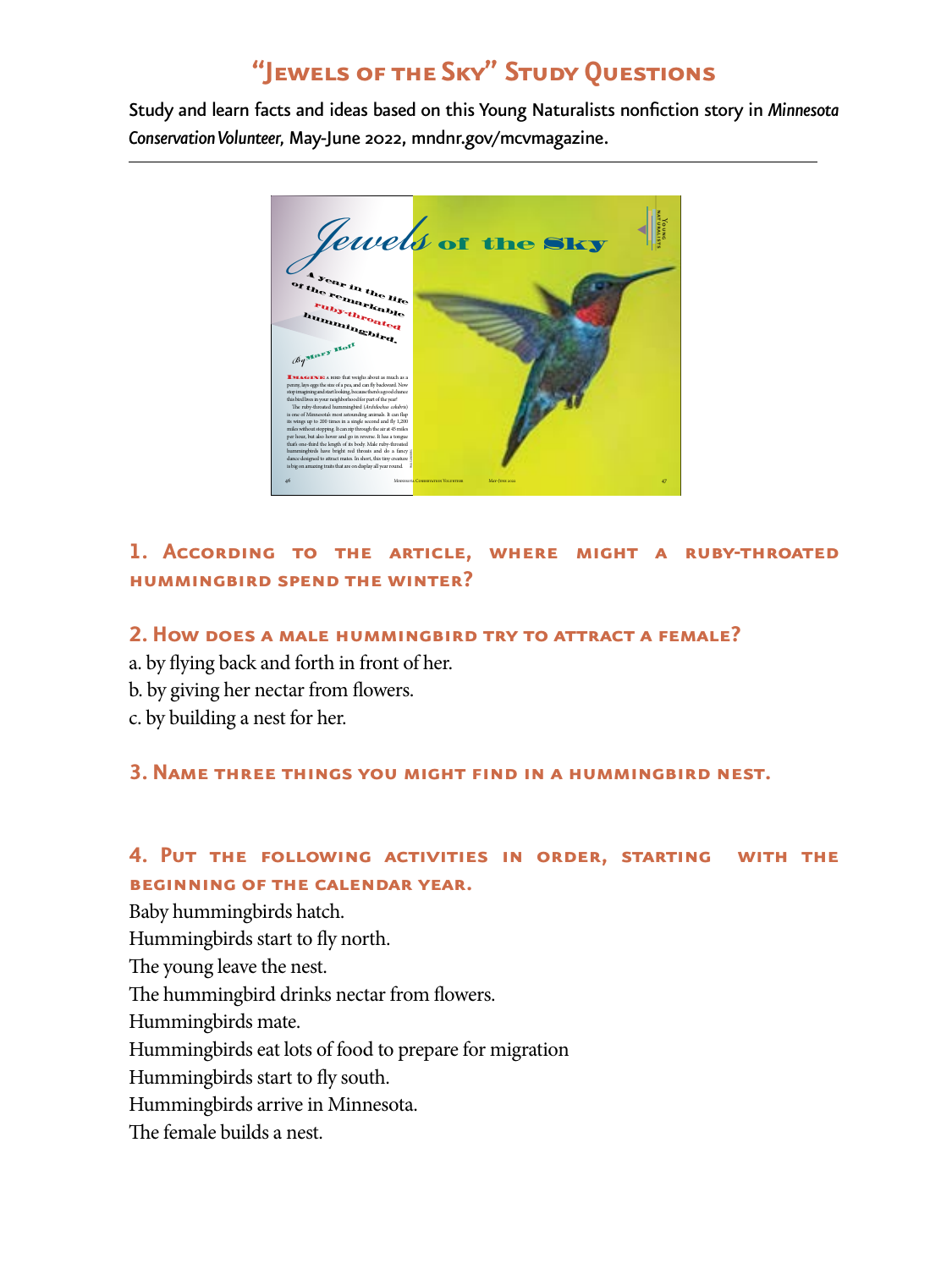# "Jewels of the Sky" Study Questions

Study and learn facts and ideas based on this Young Naturalists nonfiction story in *Minnesota Conservation Volunteer*, May-June 2022, mndnr.gov/mcvmagazine.

---

### 1. According to the article, where might a ruby-throated hummingbird spend the winter?

### 2. How does a male hummingbird try to attract a female?

a. by flying back and forth in front of her.
b. by giving her nectar from flowers.
c. by building a nest for her.

### 3. Name three things you might find in a hummingbird nest.

### 4. Put the following activities in order, starting with the beginning of the calendar year.

Baby hummingbirds hatch.
Hummingbirds start to fly north.
The young leave the nest.
The hummingbird drinks nectar from flowers.
Hummingbirds mate.
Hummingbirds eat lots of food to prepare for migration
Hummingbirds start to fly south.
Hummingbirds arrive in Minnesota.
The female builds a nest.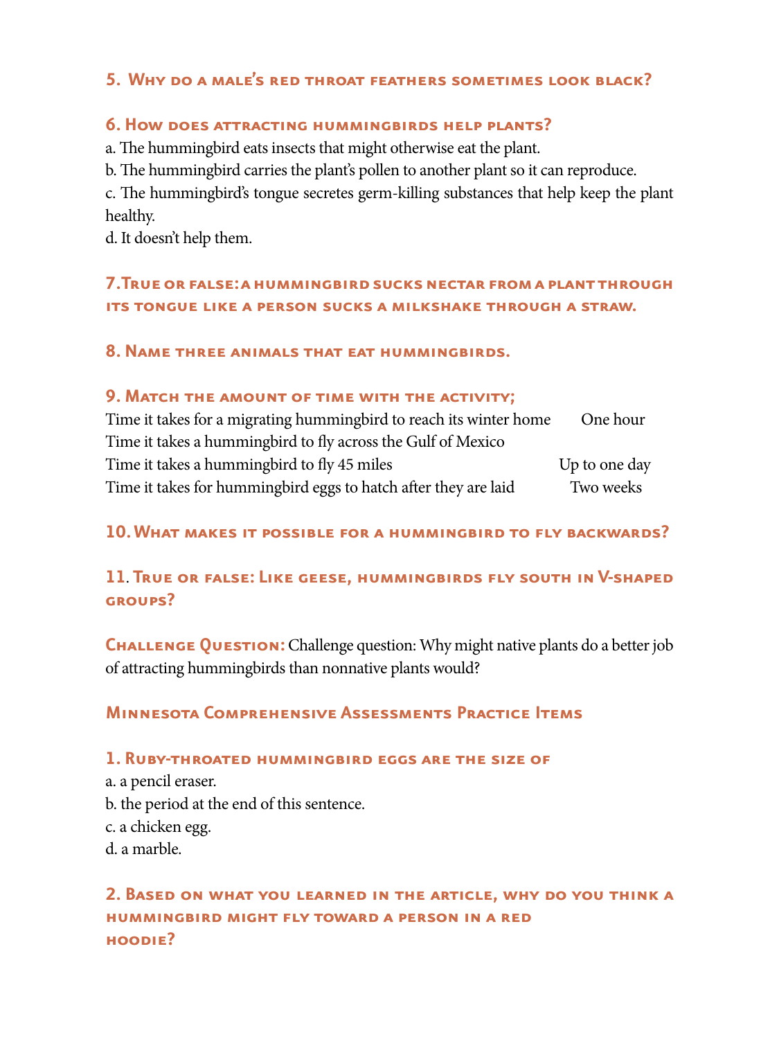### 5. Why do a male's red throat feathers sometimes look black?

### 6. How does attracting hummingbirds help plants?

a. The hummingbird eats insects that might otherwise eat the plant.
b. The hummingbird carries the plant's pollen to another plant so it can reproduce.
c. The hummingbird's tongue secretes germ-killing substances that help keep the plant healthy.
d. It doesn't help them.

### 7.True or false: a hummingbird sucks nectar from a plant through its tongue like a person sucks a milkshake through a straw.

### 8. Name three animals that eat hummingbirds.

### 9. Match the amount of time with the activity;

| | |
|---|---|
| Time it takes for a migrating hummingbird to reach its winter home | One hour |
| Time it takes a hummingbird to fly across the Gulf of Mexico | |
| Time it takes a hummingbird to fly 45 miles | Up to one day |
| Time it takes for hummingbird eggs to hatch after they are laid | Two weeks |

### 10. What makes it possible for a hummingbird to fly backwards?

### 11. True or false: Like geese, hummingbirds fly south in V-shaped groups?

**Challenge Question:** Challenge question: Why might native plants do a better job of attracting hummingbirds than nonnative plants would?

## Minnesota Comprehensive Assessments Practice Items

### 1. Ruby-throated hummingbird eggs are the size of

a. a pencil eraser.
b. the period at the end of this sentence.
c. a chicken egg.
d. a marble.

### 2. Based on what you learned in the article, why do you think a hummingbird might fly toward a person in a red hoodie?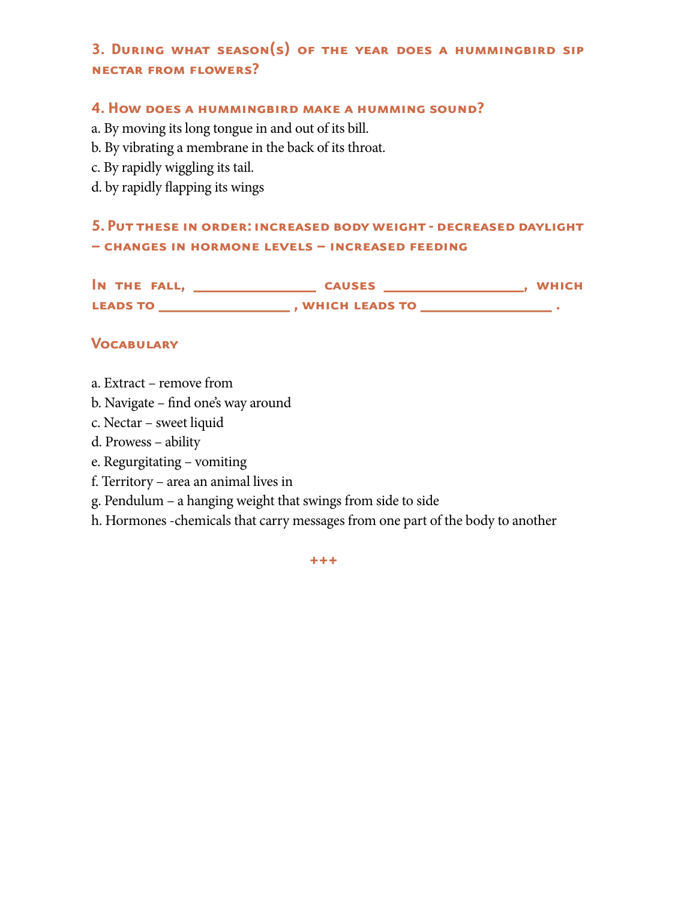### 3. During what season(s) of the year does a hummingbird sip nectar from flowers?

### 4. How does a hummingbird make a humming sound?

a. By moving its long tongue in and out of its bill.
b. By vibrating a membrane in the back of its throat.
c. By rapidly wiggling its tail.
d. by rapidly flapping its wings

### 5. Put these in order: increased body weight - decreased daylight – changes in hormone levels – increased feeding

**In the fall, _______________ causes _________________, which leads to ________________ , which leads to ________________ .**

### Vocabulary

a. Extract – remove from
b. Navigate – find one's way around
c. Nectar – sweet liquid
d. Prowess – ability
e. Regurgitating – vomiting
f. Territory – area an animal lives in
g. Pendulum – a hanging weight that swings from side to side
h. Hormones -chemicals that carry messages from one part of the body to another

+++